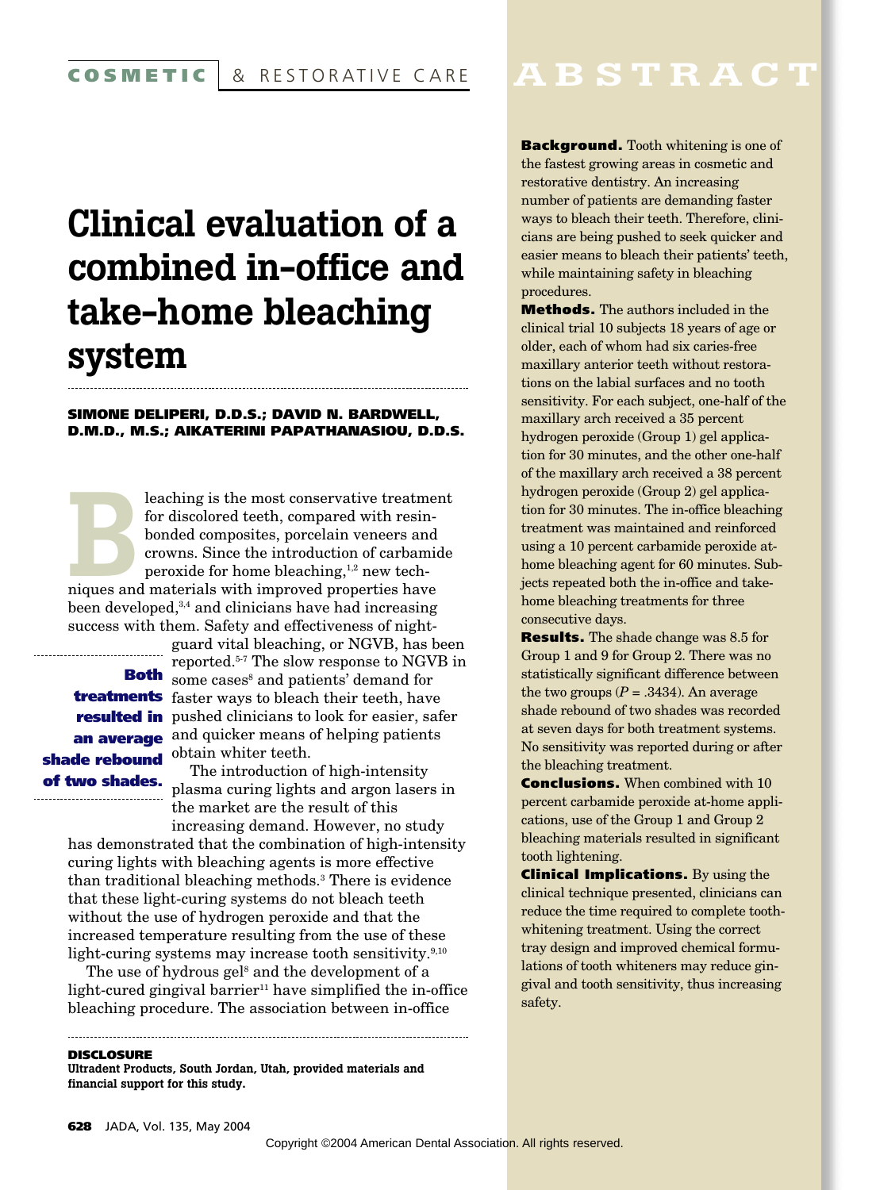COSMETIC & RESTORATIVE CARE

# Clinical evaluation of a combined in-office and take-home bleaching system

**SIMONE DELIPERI, D.D.S.; DAVID N. BARDWELL, D.M.D., M.S.; AIKATERINI PAPATHANASIOU, D.D.S.**

## ABSTRACT

**Background.** Tooth whitening is one of the fastest growing areas in cosmetic and restorative dentistry. An increasing number of patients are demanding faster ways to bleach their teeth. Therefore, clinicians are being pushed to seek quicker and easier means to bleach their patients' teeth, while maintaining safety in bleaching procedures.

**Methods.** The authors included in the clinical trial 10 subjects 18 years of age or older, each of whom had six caries-free maxillary anterior teeth without restorations on the labial surfaces and no tooth sensitivity. For each subject, one-half of the maxillary arch received a 35 percent hydrogen peroxide (Group 1) gel application for 30 minutes, and the other one-half of the maxillary arch received a 38 percent hydrogen peroxide (Group 2) gel application for 30 minutes. The in-office bleaching treatment was maintained and reinforced using a 10 percent carbamide peroxide at-home bleaching agent for 60 minutes. Subjects repeated both the in-office and take-home bleaching treatments for three consecutive days.

**Results.** The shade change was 8.5 for Group 1 and 9 for Group 2. There was no statistically significant difference between the two groups ($P = .3434$). An average shade rebound of two shades was recorded at seven days for both treatment systems. No sensitivity was reported during or after the bleaching treatment.

**Conclusions.** When combined with 10 percent carbamide peroxide at-home applications, use of the Group 1 and Group 2 bleaching materials resulted in significant tooth lightening.

**Clinical Implications.** By using the clinical technique presented, clinicians can reduce the time required to complete tooth-whitening treatment. Using the correct tray design and improved chemical formulations of tooth whiteners may reduce gingival and tooth sensitivity, thus increasing safety.

---

Bleaching is the most conservative treatment for discolored teeth, compared with resin-bonded composites, porcelain veneers and crowns. Since the introduction of carbamide peroxide for home bleaching,[1,2] new techniques and materials with improved properties have been developed,[3,4] and clinicians have had increasing success with them. Safety and effectiveness of nightguard vital bleaching, or NGVB, has been reported.[5-7] The slow response to NGVB in some cases[8] and patients' demand for faster ways to bleach their teeth, have pushed clinicians to look for easier, safer and quicker means of helping patients obtain whiter teeth.

**Both treatments resulted in an average shade rebound of two shades.**

The introduction of high-intensity plasma curing lights and argon lasers in the market are the result of this increasing demand. However, no study has demonstrated that the combination of high-intensity curing lights with bleaching agents is more effective than traditional bleaching methods.[3] There is evidence that these light-curing systems do not bleach teeth without the use of hydrogen peroxide and that the increased temperature resulting from the use of these light-curing systems may increase tooth sensitivity.[9,10]

The use of hydrous gel[8] and the development of a light-cured gingival barrier[11] have simplified the in-office bleaching procedure. The association between in-office

**DISCLOSURE**

**Ultradent Products, South Jordan, Utah, provided materials and financial support for this study.**

Copyright ©2004 American Dental Association. All rights reserved.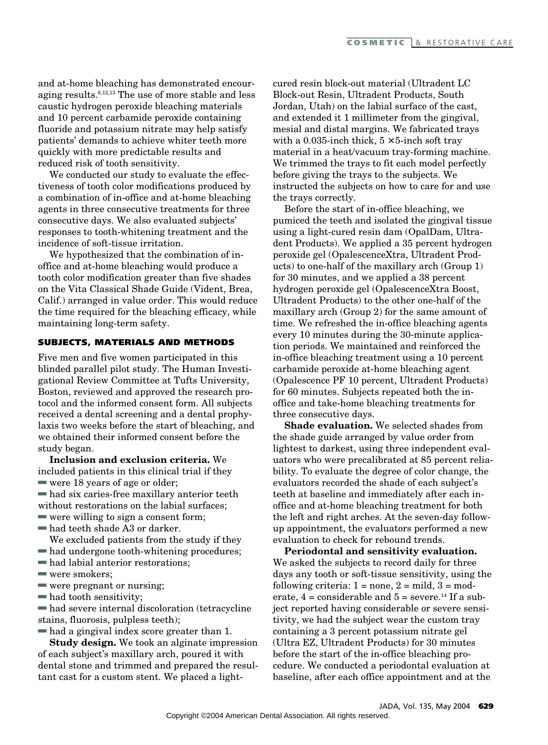and at-home bleaching has demonstrated encouraging results.[8,12,13] The use of more stable and less caustic hydrogen peroxide bleaching materials and 10 percent carbamide peroxide containing fluoride and potassium nitrate may help satisfy patients' demands to achieve whiter teeth more quickly with more predictable results and reduced risk of tooth sensitivity.

We conducted our study to evaluate the effectiveness of tooth color modifications produced by a combination of in-office and at-home bleaching agents in three consecutive treatments for three consecutive days. We also evaluated subjects' responses to tooth-whitening treatment and the incidence of soft-tissue irritation.

We hypothesized that the combination of in-office and at-home bleaching would produce a tooth color modification greater than five shades on the Vita Classical Shade Guide (Vident, Brea, Calif.) arranged in value order. This would reduce the time required for the bleaching efficacy, while maintaining long-term safety.

## SUBJECTS, MATERIALS AND METHODS

Five men and five women participated in this blinded parallel pilot study. The Human Investigational Review Committee at Tufts University, Boston, reviewed and approved the research protocol and the informed consent form. All subjects received a dental screening and a dental prophylaxis two weeks before the start of bleaching, and we obtained their informed consent before the study began.

**Inclusion and exclusion criteria.** We included patients in this clinical trial if they

- were 18 years of age or older;
- had six caries-free maxillary anterior teeth without restorations on the labial surfaces;
- were willing to sign a consent form;
- had teeth shade A3 or darker.

We excluded patients from the study if they

- had undergone tooth-whitening procedures;
- had labial anterior restorations;
- were smokers;
- were pregnant or nursing;
- had tooth sensitivity;
- had severe internal discoloration (tetracycline stains, fluorosis, pulpless teeth);
- had a gingival index score greater than 1.

**Study design.** We took an alginate impression of each subject's maxillary arch, poured it with dental stone and trimmed and prepared the resultant cast for a custom stent. We placed a light-cured resin block-out material (Ultradent LC Block-out Resin, Ultradent Products, South Jordan, Utah) on the labial surface of the cast, and extended it 1 millimeter from the gingival, mesial and distal margins. We fabricated trays with a 0.035-inch thick, 5 × 5-inch soft tray material in a heat/vacuum tray-forming machine. We trimmed the trays to fit each model perfectly before giving the trays to the subjects. We instructed the subjects on how to care for and use the trays correctly.

Before the start of in-office bleaching, we pumiced the teeth and isolated the gingival tissue using a light-cured resin dam (OpalDam, Ultradent Products). We applied a 35 percent hydrogen peroxide gel (OpalescenceXtra, Ultradent Products) to one-half of the maxillary arch (Group 1) for 30 minutes, and we applied a 38 percent hydrogen peroxide gel (OpalescenceXtra Boost, Ultradent Products) to the other one-half of the maxillary arch (Group 2) for the same amount of time. We refreshed the in-office bleaching agents every 10 minutes during the 30-minute application periods. We maintained and reinforced the in-office bleaching treatment using a 10 percent carbamide peroxide at-home bleaching agent (Opalescence PF 10 percent, Ultradent Products) for 60 minutes. Subjects repeated both the in-office and take-home bleaching treatments for three consecutive days.

**Shade evaluation.** We selected shades from the shade guide arranged by value order from lightest to darkest, using three independent evaluators who were precalibrated at 85 percent reliability. To evaluate the degree of color change, the evaluators recorded the shade of each subject's teeth at baseline and immediately after each in-office and at-home bleaching treatment for both the left and right arches. At the seven-day follow-up appointment, the evaluators performed a new evaluation to check for rebound trends.

**Periodontal and sensitivity evaluation.** We asked the subjects to record daily for three days any tooth or soft-tissue sensitivity, using the following criteria: 1 = none, 2 = mild, 3 = moderate, 4 = considerable and 5 = severe.[14] If a subject reported having considerable or severe sensitivity, we had the subject wear the custom tray containing a 3 percent potassium nitrate gel (Ultra EZ, Ultradent Products) for 30 minutes before the start of the in-office bleaching procedure. We conducted a periodontal evaluation at baseline, after each office appointment and at the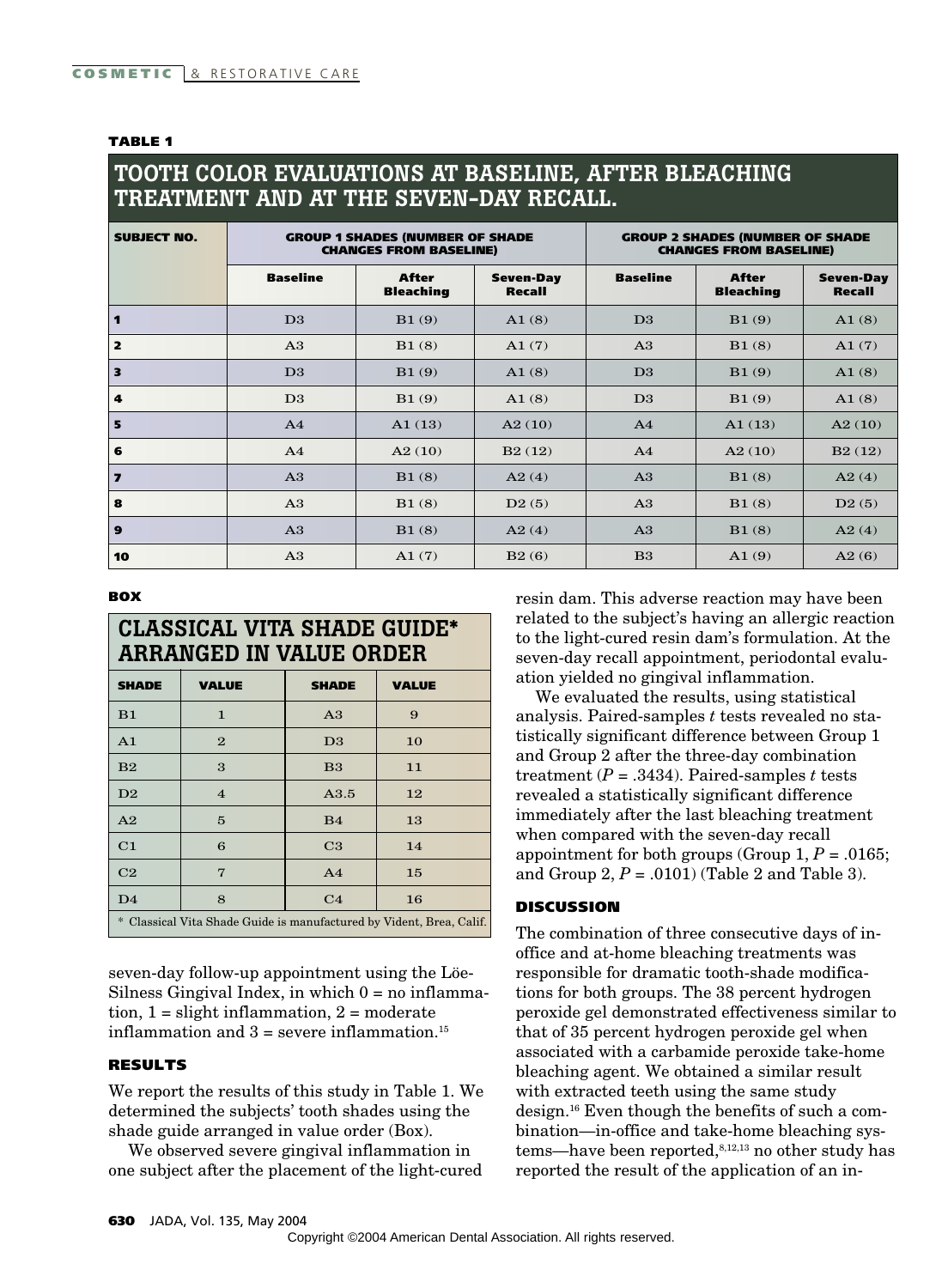**TABLE 1**

## TOOTH COLOR EVALUATIONS AT BASELINE, AFTER BLEACHING TREATMENT AND AT THE SEVEN-DAY RECALL.

| SUBJECT NO. | GROUP 1 SHADES (NUMBER OF SHADE CHANGES FROM BASELINE) | | | GROUP 2 SHADES (NUMBER OF SHADE CHANGES FROM BASELINE) | | |
|---|---|---|---|---|---|---|
| | Baseline | After Bleaching | Seven-Day Recall | Baseline | After Bleaching | Seven-Day Recall |
| 1 | D3 | B1 (9) | A1 (8) | D3 | B1 (9) | A1 (8) |
| 2 | A3 | B1 (8) | A1 (7) | A3 | B1 (8) | A1 (7) |
| 3 | D3 | B1 (9) | A1 (8) | D3 | B1 (9) | A1 (8) |
| 4 | D3 | B1 (9) | A1 (8) | D3 | B1 (9) | A1 (8) |
| 5 | A4 | A1 (13) | A2 (10) | A4 | A1 (13) | A2 (10) |
| 6 | A4 | A2 (10) | B2 (12) | A4 | A2 (10) | B2 (12) |
| 7 | A3 | B1 (8) | A2 (4) | A3 | B1 (8) | A2 (4) |
| 8 | A3 | B1 (8) | D2 (5) | A3 | B1 (8) | D2 (5) |
| 9 | A3 | B1 (8) | A2 (4) | A3 | B1 (8) | A2 (4) |
| 10 | A3 | A1 (7) | B2 (6) | B3 | A1 (9) | A2 (6) |

**BOX**

## CLASSICAL VITA SHADE GUIDE* ARRANGED IN VALUE ORDER

| SHADE | VALUE | SHADE | VALUE |
|---|---|---|---|
| B1 | 1 | A3 | 9 |
| A1 | 2 | D3 | 10 |
| B2 | 3 | B3 | 11 |
| D2 | 4 | A3.5 | 12 |
| A2 | 5 | B4 | 13 |
| C1 | 6 | C3 | 14 |
| C2 | 7 | A4 | 15 |
| D4 | 8 | C4 | 16 |

\* Classical Vita Shade Guide is manufactured by Vident, Brea, Calif.

seven-day follow-up appointment using the Löe-Silness Gingival Index, in which 0 = no inflammation, 1 = slight inflammation, 2 = moderate inflammation and 3 = severe inflammation.[15]

### RESULTS

We report the results of this study in Table 1. We determined the subjects' tooth shades using the shade guide arranged in value order (Box).

We observed severe gingival inflammation in one subject after the placement of the light-cured resin dam. This adverse reaction may have been related to the subject's having an allergic reaction to the light-cured resin dam's formulation. At the seven-day recall appointment, periodontal evaluation yielded no gingival inflammation.

We evaluated the results, using statistical analysis. Paired-samples *t* tests revealed no statistically significant difference between Group 1 and Group 2 after the three-day combination treatment ($P = .3434$). Paired-samples *t* tests revealed a statistically significant difference immediately after the last bleaching treatment when compared with the seven-day recall appointment for both groups (Group 1, $P = .0165$; and Group 2, $P = .0101$) (Table 2 and Table 3).

### DISCUSSION

The combination of three consecutive days of in-office and at-home bleaching treatments was responsible for dramatic tooth-shade modifications for both groups. The 38 percent hydrogen peroxide gel demonstrated effectiveness similar to that of 35 percent hydrogen peroxide gel when associated with a carbamide peroxide take-home bleaching agent. We obtained a similar result with extracted teeth using the same study design.[16] Even though the benefits of such a combination—in-office and take-home bleaching systems—have been reported,[8,12,13] no other study has reported the result of the application of an in-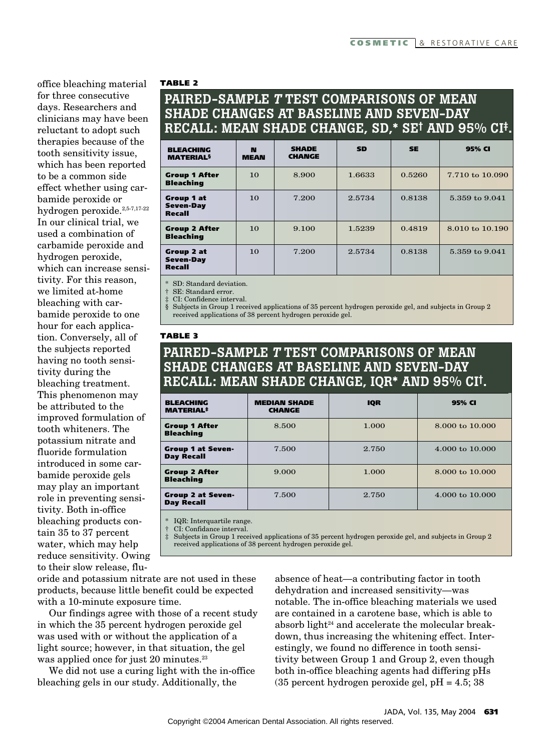office bleaching material for three consecutive days. Researchers and clinicians may have been reluctant to adopt such therapies because of the tooth sensitivity issue, which has been reported to be a common side effect whether using carbamide peroxide or hydrogen peroxide.[2,5-7,17-22] In our clinical trial, we used a combination of carbamide peroxide and hydrogen peroxide, which can increase sensitivity. For this reason, we limited at-home bleaching with carbamide peroxide to one hour for each application. Conversely, all of the subjects reported having no tooth sensitivity during the bleaching treatment. This phenomenon may be attributed to the improved formulation of tooth whiteners. The potassium nitrate and fluoride formulation introduced in some carbamide peroxide gels may play an important role in preventing sensitivity. Both in-office bleaching products contain 35 to 37 percent water, which may help reduce sensitivity. Owing to their slow release, fluoride and potassium nitrate are not used in these products, because little benefit could be expected with a 10-minute exposure time.

**TABLE 2**

**PAIRED-SAMPLE *T* TEST COMPARISONS OF MEAN SHADE CHANGES AT BASELINE AND SEVEN-DAY RECALL: MEAN SHADE CHANGE, SD,\* SE† AND 95% CI‡.**

| BLEACHING MATERIAL§ | N MEAN | SHADE CHANGE | SD | SE | 95% CI |
|---|---|---|---|---|---|
| Group 1 After Bleaching | 10 | 8.900 | 1.6633 | 0.5260 | 7.710 to 10.090 |
| Group 1 at Seven-Day Recall | 10 | 7.200 | 2.5734 | 0.8138 | 5.359 to 9.041 |
| Group 2 After Bleaching | 10 | 9.100 | 1.5239 | 0.4819 | 8.010 to 10.190 |
| Group 2 at Seven-Day Recall | 10 | 7.200 | 2.5734 | 0.8138 | 5.359 to 9.041 |

\* SD: Standard deviation.
† SE: Standard error.
‡ CI: Confidence interval.
§ Subjects in Group 1 received applications of 35 percent hydrogen peroxide gel, and subjects in Group 2 received applications of 38 percent hydrogen peroxide gel.

**TABLE 3**

**PAIRED-SAMPLE *T* TEST COMPARISONS OF MEAN SHADE CHANGES AT BASELINE AND SEVEN-DAY RECALL: MEAN SHADE CHANGE, IQR\* AND 95% CI†.**

| BLEACHING MATERIAL‡ | MEDIAN SHADE CHANGE | IQR | 95% CI |
|---|---|---|---|
| Group 1 After Bleaching | 8.500 | 1.000 | 8.000 to 10.000 |
| Group 1 at Seven-Day Recall | 7.500 | 2.750 | 4.000 to 10.000 |
| Group 2 After Bleaching | 9.000 | 1.000 | 8.000 to 10.000 |
| Group 2 at Seven-Day Recall | 7.500 | 2.750 | 4.000 to 10.000 |

\* IQR: Interquartile range.
† CI: Confidance interval.
‡ Subjects in Group 1 received applications of 35 percent hydrogen peroxide gel, and subjects in Group 2 received applications of 38 percent hydrogen peroxide gel.

Our findings agree with those of a recent study in which the 35 percent hydrogen peroxide gel was used with or without the application of a light source; however, in that situation, the gel was applied once for just 20 minutes.[23]

We did not use a curing light with the in-office bleaching gels in our study. Additionally, the absence of heat—a contributing factor in tooth dehydration and increased sensitivity—was notable. The in-office bleaching materials we used are contained in a carotene base, which is able to absorb light[24] and accelerate the molecular breakdown, thus increasing the whitening effect. Interestingly, we found no difference in tooth sensitivity between Group 1 and Group 2, even though both in-office bleaching agents had differing pHs (35 percent hydrogen peroxide gel, pH = 4.5; 38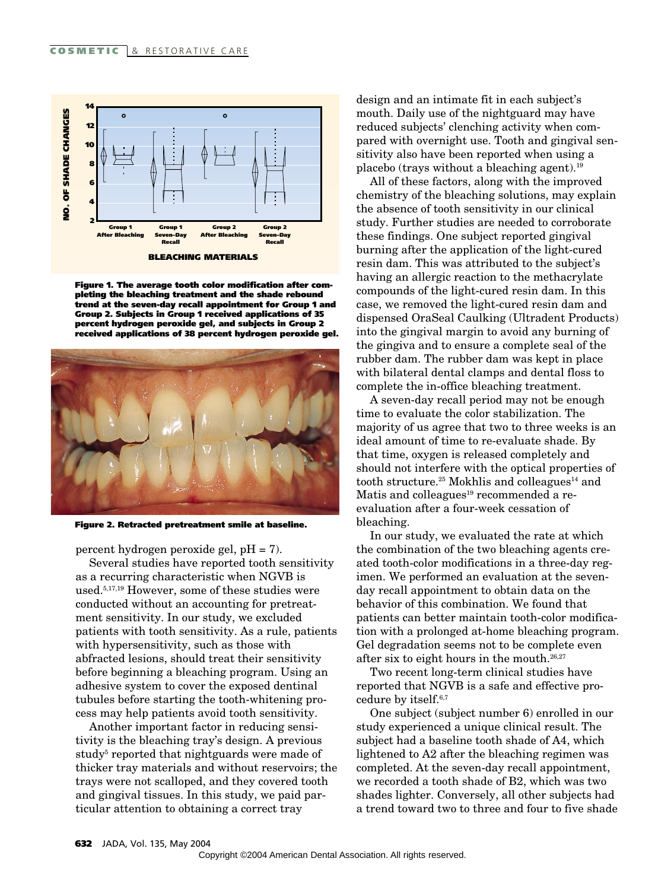NO. OF SHADE CHANGES

14
12
10
8
6
4
2

Group 1 After Bleaching
Group 1 Seven-Day Recall
Group 2 After Bleaching
Group 2 Seven-Day Recall

BLEACHING MATERIALS

**Figure 1. The average tooth color modification after completing the bleaching treatment and the shade rebound trend at the seven-day recall appointment for Group 1 and Group 2. Subjects in Group 1 received applications of 35 percent hydrogen peroxide gel, and subjects in Group 2 received applications of 38 percent hydrogen peroxide gel.**

**Figure 2. Retracted pretreatment smile at baseline.**

percent hydrogen peroxide gel, pH = 7).

Several studies have reported tooth sensitivity as a recurring characteristic when NGVB is used.[5,17,19] However, some of these studies were conducted without an accounting for pretreatment sensitivity. In our study, we excluded patients with tooth sensitivity. As a rule, patients with hypersensitivity, such as those with abfracted lesions, should treat their sensitivity before beginning a bleaching program. Using an adhesive system to cover the exposed dentinal tubules before starting the tooth-whitening process may help patients avoid tooth sensitivity.

Another important factor in reducing sensitivity is the bleaching tray's design. A previous study[5] reported that nightguards were made of thicker tray materials and without reservoirs; the trays were not scalloped, and they covered tooth and gingival tissues. In this study, we paid particular attention to obtaining a correct tray design and an intimate fit in each subject's mouth. Daily use of the nightguard may have reduced subjects' clenching activity when compared with overnight use. Tooth and gingival sensitivity also have been reported when using a placebo (trays without a bleaching agent).[19]

All of these factors, along with the improved chemistry of the bleaching solutions, may explain the absence of tooth sensitivity in our clinical study. Further studies are needed to corroborate these findings. One subject reported gingival burning after the application of the light-cured resin dam. This was attributed to the subject's having an allergic reaction to the methacrylate compounds of the light-cured resin dam. In this case, we removed the light-cured resin dam and dispensed OraSeal Caulking (Ultradent Products) into the gingival margin to avoid any burning of the gingiva and to ensure a complete seal of the rubber dam. The rubber dam was kept in place with bilateral dental clamps and dental floss to complete the in-office bleaching treatment.

A seven-day recall period may not be enough time to evaluate the color stabilization. The majority of us agree that two to three weeks is an ideal amount of time to re-evaluate shade. By that time, oxygen is released completely and should not interfere with the optical properties of tooth structure.[25] Mokhlis and colleagues[14] and Matis and colleagues[19] recommended a re-evaluation after a four-week cessation of bleaching.

In our study, we evaluated the rate at which the combination of the two bleaching agents created tooth-color modifications in a three-day regimen. We performed an evaluation at the seven-day recall appointment to obtain data on the behavior of this combination. We found that patients can better maintain tooth-color modification with a prolonged at-home bleaching program. Gel degradation seems not to be complete even after six to eight hours in the mouth.[26,27]

Two recent long-term clinical studies have reported that NGVB is a safe and effective procedure by itself.[6,7]

One subject (subject number 6) enrolled in our study experienced a unique clinical result. The subject had a baseline tooth shade of A4, which lightened to A2 after the bleaching regimen was completed. At the seven-day recall appointment, we recorded a tooth shade of B2, which was two shades lighter. Conversely, all other subjects had a trend toward two to three and four to five shade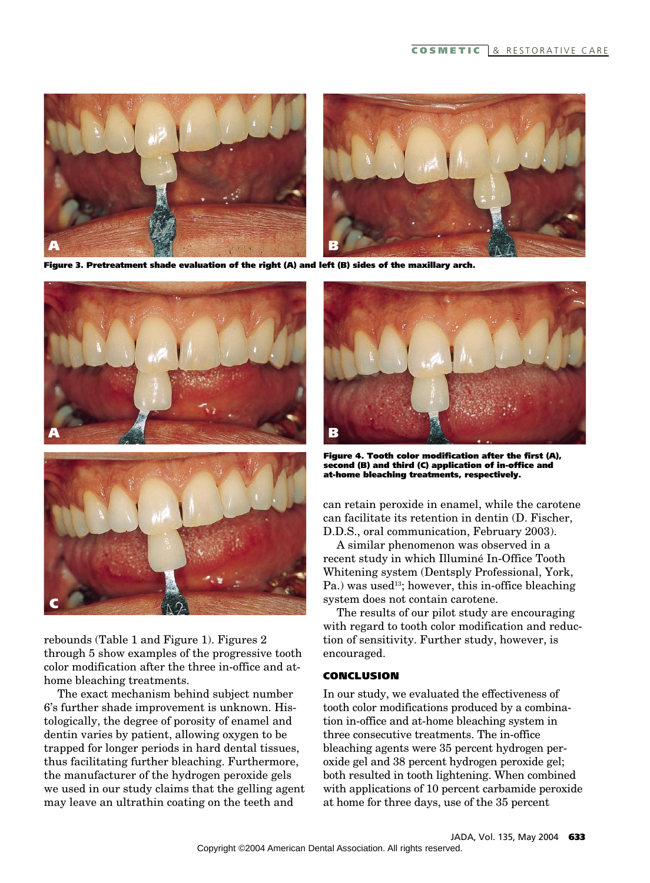Figure 3. Pretreatment shade evaluation of the right (A) and left (B) sides of the maxillary arch.

Figure 4. Tooth color modification after the first (A), second (B) and third (C) application of in-office and at-home bleaching treatments, respectively.

rebounds (Table 1 and Figure 1). Figures 2 through 5 show examples of the progressive tooth color modification after the three in-office and at-home bleaching treatments.

The exact mechanism behind subject number 6's further shade improvement is unknown. Histologically, the degree of porosity of enamel and dentin varies by patient, allowing oxygen to be trapped for longer periods in hard dental tissues, thus facilitating further bleaching. Furthermore, the manufacturer of the hydrogen peroxide gels we used in our study claims that the gelling agent may leave an ultrathin coating on the teeth and can retain peroxide in enamel, while the carotene can facilitate its retention in dentin (D. Fischer, D.D.S., oral communication, February 2003).

A similar phenomenon was observed in a recent study in which Illuminé In-Office Tooth Whitening system (Dentsply Professional, York, Pa.) was used[13]; however, this in-office bleaching system does not contain carotene.

The results of our pilot study are encouraging with regard to tooth color modification and reduction of sensitivity. Further study, however, is encouraged.

## CONCLUSION

In our study, we evaluated the effectiveness of tooth color modifications produced by a combination in-office and at-home bleaching system in three consecutive treatments. The in-office bleaching agents were 35 percent hydrogen peroxide gel and 38 percent hydrogen peroxide gel; both resulted in tooth lightening. When combined with applications of 10 percent carbamide peroxide at home for three days, use of the 35 percent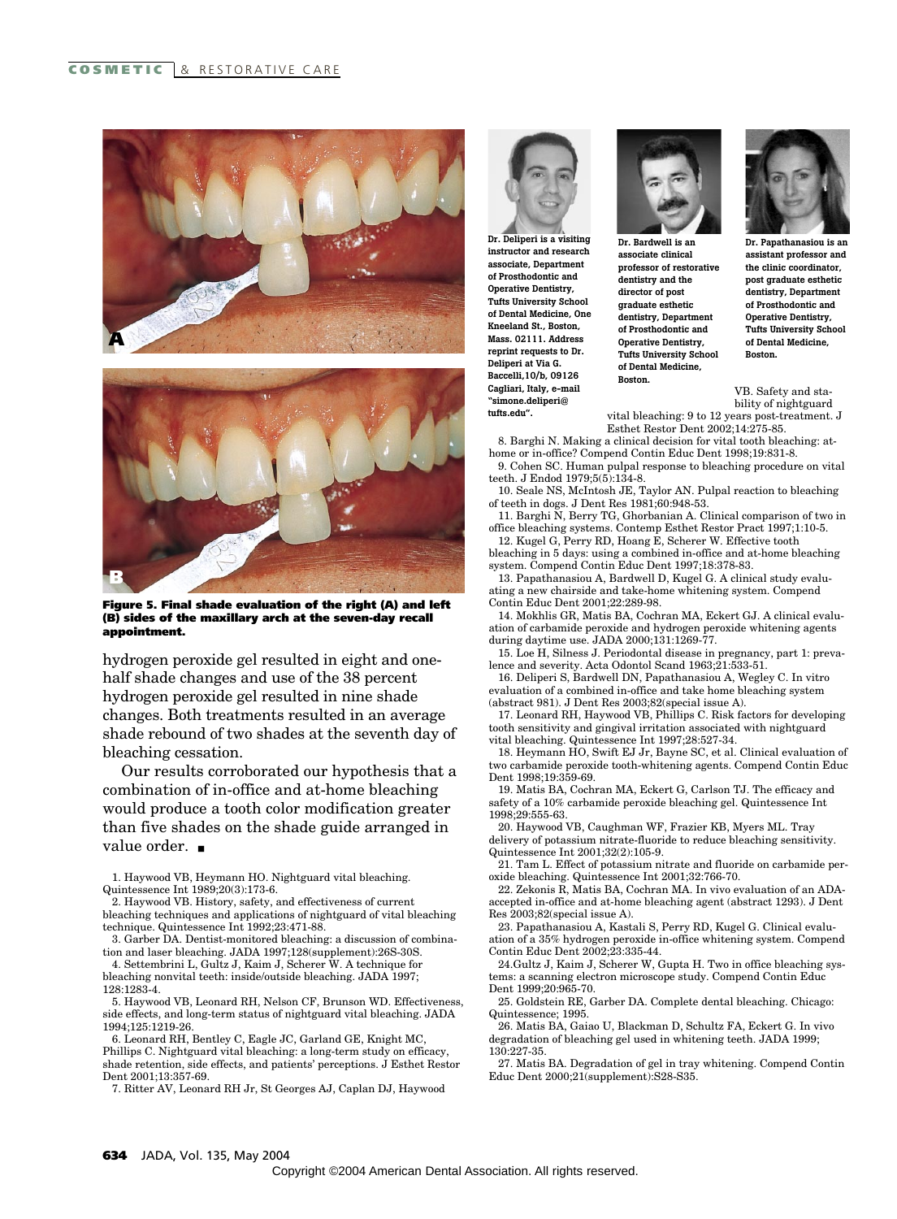Figure 5. Final shade evaluation of the right (A) and left (B) sides of the maxillary arch at the seven-day recall appointment.

hydrogen peroxide gel resulted in eight and one-half shade changes and use of the 38 percent hydrogen peroxide gel resulted in nine shade changes. Both treatments resulted in an average shade rebound of two shades at the seventh day of bleaching cessation.

Our results corroborated our hypothesis that a combination of in-office and at-home bleaching would produce a tooth color modification greater than five shades on the shade guide arranged in value order. ■

Dr. Deliperi is a visiting instructor and research associate, Department of Prosthodontic and Operative Dentistry, Tufts University School of Dental Medicine, One Kneeland St., Boston, Mass. 02111. Address reprint requests to Dr. Deliperi at Via G. Baccelli,10/b, 09126 Cagliari, Italy, e-mail "simone.deliperi@tufts.edu".

Dr. Bardwell is an associate clinical professor of restorative dentistry and the director of post graduate esthetic dentistry, Department of Prosthodontic and Operative Dentistry, Tufts University School of Dental Medicine, Boston.

Dr. Papathanasiou is an assistant professor and the clinic coordinator, post graduate esthetic dentistry, Department of Prosthodontic and Operative Dentistry, Tufts University School of Dental Medicine, Boston.

1. Haywood VB, Heymann HO. Nightguard vital bleaching. Quintessence Int 1989;20(3):173-6.
2. Haywood VB. History, safety, and effectiveness of current bleaching techniques and applications of nightguard of vital bleaching technique. Quintessence Int 1992;23:471-88.
3. Garber DA. Dentist-monitored bleaching: a discussion of combination and laser bleaching. JADA 1997;128(supplement):26S-30S.
4. Settembrini L, Gultz J, Kaim J, Scherer W. A technique for bleaching nonvital teeth: inside/outside bleaching. JADA 1997; 128:1283-4.
5. Haywood VB, Leonard RH, Nelson CF, Brunson WD. Effectiveness, side effects, and long-term status of nightguard vital bleaching. JADA 1994;125:1219-26.
6. Leonard RH, Bentley C, Eagle JC, Garland GE, Knight MC, Phillips C. Nightguard vital bleaching: a long-term study on efficacy, shade retention, side effects, and patients' perceptions. J Esthet Restor Dent 2001;13:357-69.
7. Ritter AV, Leonard RH Jr, St Georges AJ, Caplan DJ, Haywood VB. Safety and stability of nightguard vital bleaching: 9 to 12 years post-treatment. J Esthet Restor Dent 2002;14:275-85.
8. Barghi N. Making a clinical decision for vital tooth bleaching: at-home or in-office? Compend Contin Educ Dent 1998;19:831-8.
9. Cohen SC. Human pulpal response to bleaching procedure on vital teeth. J Endod 1979;5(5):134-8.
10. Seale NS, McIntosh JE, Taylor AN. Pulpal reaction to bleaching of teeth in dogs. J Dent Res 1981;60:948-53.
11. Barghi N, Berry TG, Ghorbanian A. Clinical comparison of two in office bleaching systems. Contemp Esthet Restor Pract 1997;1:10-5.
12. Kugel G, Perry RD, Hoang E, Scherer W. Effective tooth bleaching in 5 days: using a combined in-office and at-home bleaching system. Compend Contin Educ Dent 1997;18:378-83.
13. Papathanasiou A, Bardwell D, Kugel G. A clinical study evaluating a new chairside and take-home whitening system. Compend Contin Educ Dent 2001;22:289-98.
14. Mokhlis GR, Matis BA, Cochran MA, Eckert GJ. A clinical evaluation of carbamide peroxide and hydrogen peroxide whitening agents during daytime use. JADA 2000;131:1269-77.
15. Loe H, Silness J. Periodontal disease in pregnancy, part 1: prevalence and severity. Acta Odontol Scand 1963;21:533-51.
16. Deliperi S, Bardwell DN, Papathanasiou A, Wegley C. In vitro evaluation of a combined in-office and take home bleaching system (abstract 981). J Dent Res 2003;82(special issue A).
17. Leonard RH, Haywood VB, Phillips C. Risk factors for developing tooth sensitivity and gingival irritation associated with nightguard vital bleaching. Quintessence Int 1997;28:527-34.
18. Heymann HO, Swift EJ Jr, Bayne SC, et al. Clinical evaluation of two carbamide peroxide tooth-whitening agents. Compend Contin Educ Dent 1998;19:359-69.
19. Matis BA, Cochran MA, Eckert G, Carlson TJ. The efficacy and safety of a 10% carbamide peroxide bleaching gel. Quintessence Int 1998;29:555-63.
20. Haywood VB, Caughman WF, Frazier KB, Myers ML. Tray delivery of potassium nitrate-fluoride to reduce bleaching sensitivity. Quintessence Int 2001;32(2):105-9.
21. Tam L. Effect of potassium nitrate and fluoride on carbamide peroxide bleaching. Quintessence Int 2001;32:766-70.
22. Zekonis R, Matis BA, Cochran MA. In vivo evaluation of an ADA-accepted in-office and at-home bleaching agent (abstract 1293). J Dent Res 2003;82(special issue A).
23. Papathanasiou A, Kastali S, Perry RD, Kugel G. Clinical evaluation of a 35% hydrogen peroxide in-office whitening system. Compend Contin Educ Dent 2002;23:335-44.
24. Gultz J, Kaim J, Scherer W, Gupta H. Two in office bleaching systems: a scanning electron microscope study. Compend Contin Educ Dent 1999;20:965-70.
25. Goldstein RE, Garber DA. Complete dental bleaching. Chicago: Quintessence; 1995.
26. Matis BA, Gaiao U, Blackman D, Schultz FA, Eckert G. In vivo degradation of bleaching gel used in whitening teeth. JADA 1999; 130:227-35.
27. Matis BA. Degradation of gel in tray whitening. Compend Contin Educ Dent 2000;21(supplement):S28-S35.